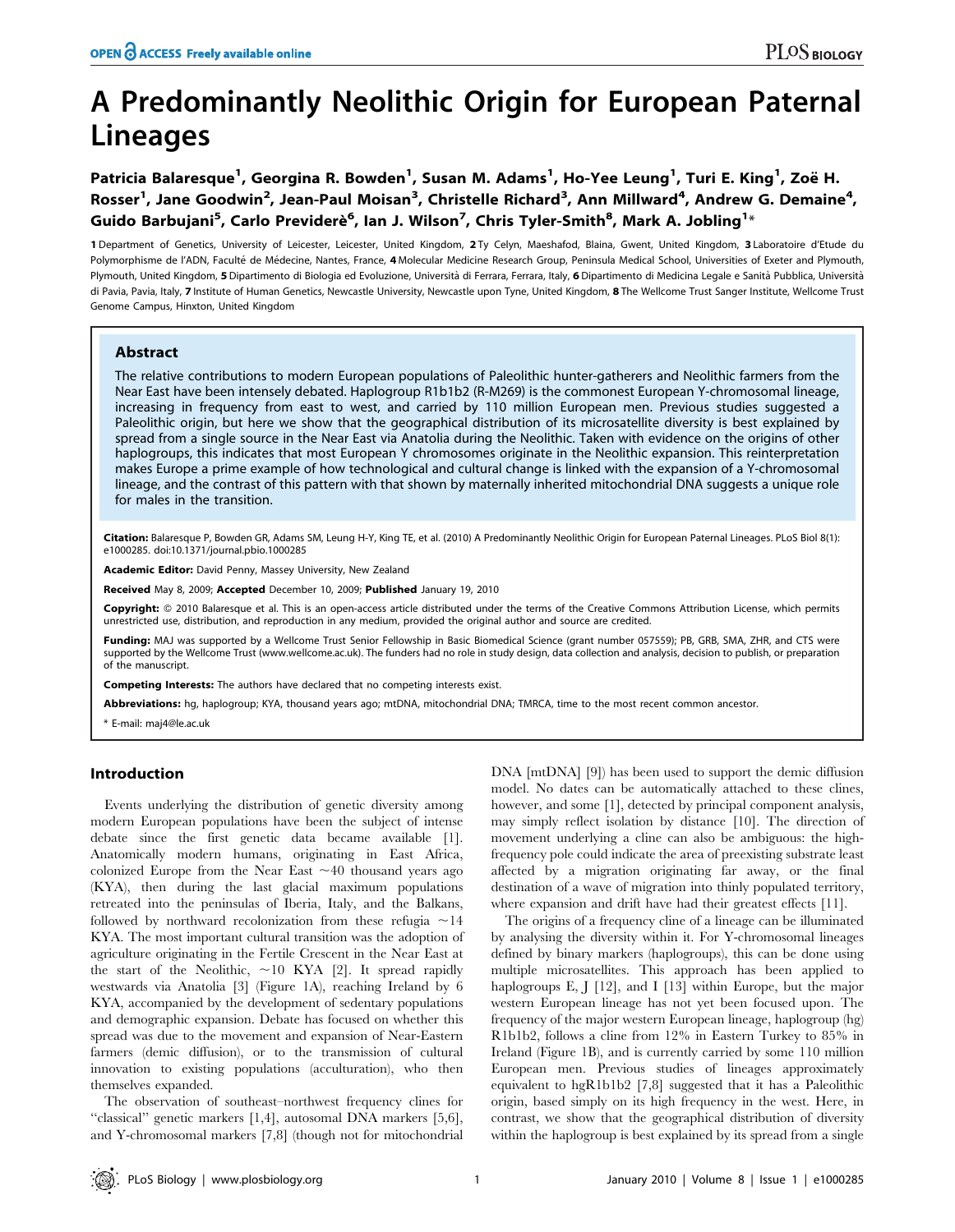# A Predominantly Neolithic Origin for European Paternal Lineages

Patricia Balaresque[1], Georgina R. Bowden[1], Susan M. Adams[1], Ho-Yee Leung[1], Turi E. King[1], Zoë H. Rosser[1], Jane Goodwin[2], Jean-Paul Moisan[3], Christelle Richard[3], Ann Millward[4], Andrew G. Demaine[4], Guido Barbujani[5], Carlo Previderè[6], Ian J. Wilson[7], Chris Tyler-Smith[8], Mark A. Jobling[1]*

1 Department of Genetics, University of Leicester, Leicester, United Kingdom, 2 Ty Celyn, Maeshafod, Blaina, Gwent, United Kingdom, 3 Laboratoire d'Etude du Polymorphisme de l'ADN, Faculté de Médecine, Nantes, France, 4 Molecular Medicine Research Group, Peninsula Medical School, Universities of Exeter and Plymouth, Plymouth, United Kingdom, 5 Dipartimento di Biologia ed Evoluzione, Università di Ferrara, Ferrara, Italy, 6 Dipartimento di Medicina Legale e Sanità Pubblica, Università di Pavia, Pavia, Italy, 7 Institute of Human Genetics, Newcastle University, Newcastle upon Tyne, United Kingdom, 8 The Wellcome Trust Sanger Institute, Wellcome Trust Genome Campus, Hinxton, United Kingdom

## Abstract

The relative contributions to modern European populations of Paleolithic hunter-gatherers and Neolithic farmers from the Near East have been intensely debated. Haplogroup R1b1b2 (R-M269) is the commonest European Y-chromosomal lineage, increasing in frequency from east to west, and carried by 110 million European men. Previous studies suggested a Paleolithic origin, but here we show that the geographical distribution of its microsatellite diversity is best explained by spread from a single source in the Near East via Anatolia during the Neolithic. Taken with evidence on the origins of other haplogroups, this indicates that most European Y chromosomes originate in the Neolithic expansion. This reinterpretation makes Europe a prime example of how technological and cultural change is linked with the expansion of a Y-chromosomal lineage, and the contrast of this pattern with that shown by maternally inherited mitochondrial DNA suggests a unique role for males in the transition.

**Citation:** Balaresque P, Bowden GR, Adams SM, Leung H-Y, King TE, et al. (2010) A Predominantly Neolithic Origin for European Paternal Lineages. PLoS Biol 8(1): e1000285. doi:10.1371/journal.pbio.1000285

**Academic Editor:** David Penny, Massey University, New Zealand

**Received** May 8, 2009; **Accepted** December 10, 2009; **Published** January 19, 2010

**Copyright:** © 2010 Balaresque et al. This is an open-access article distributed under the terms of the Creative Commons Attribution License, which permits unrestricted use, distribution, and reproduction in any medium, provided the original author and source are credited.

**Funding:** MAJ was supported by a Wellcome Trust Senior Fellowship in Basic Biomedical Science (grant number 057559); PB, GRB, SMA, ZHR, and CTS were supported by the Wellcome Trust (www.wellcome.ac.uk). The funders had no role in study design, data collection and analysis, decision to publish, or preparation of the manuscript.

**Competing Interests:** The authors have declared that no competing interests exist.

**Abbreviations:** hg, haplogroup; KYA, thousand years ago; mtDNA, mitochondrial DNA; TMRCA, time to the most recent common ancestor.

\* E-mail: maj4@le.ac.uk

## Introduction

Events underlying the distribution of genetic diversity among modern European populations have been the subject of intense debate since the first genetic data became available [1]. Anatomically modern humans, originating in East Africa, colonized Europe from the Near East ~40 thousand years ago (KYA), then during the last glacial maximum populations retreated into the peninsulas of Iberia, Italy, and the Balkans, followed by northward recolonization from these refugia ~14 KYA. The most important cultural transition was the adoption of agriculture originating in the Fertile Crescent in the Near East at the start of the Neolithic, ~10 KYA [2]. It spread rapidly westwards via Anatolia [3] (Figure 1A), reaching Ireland by 6 KYA, accompanied by the development of sedentary populations and demographic expansion. Debate has focused on whether this spread was due to the movement and expansion of Near-Eastern farmers (demic diffusion), or to the transmission of cultural innovation to existing populations (acculturation), who then themselves expanded.

The observation of southeast–northwest frequency clines for "classical" genetic markers [1,4], autosomal DNA markers [5,6], and Y-chromosomal markers [7,8] (though not for mitochondrial DNA [mtDNA] [9]) has been used to support the demic diffusion model. No dates can be automatically attached to these clines, however, and some [1], detected by principal component analysis, may simply reflect isolation by distance [10]. The direction of movement underlying a cline can also be ambiguous: the high-frequency pole could indicate the area of preexisting substrate least affected by a migration originating far away, or the final destination of a wave of migration into thinly populated territory, where expansion and drift have had their greatest effects [11].

The origins of a frequency cline of a lineage can be illuminated by analysing the diversity within it. For Y-chromosomal lineages defined by binary markers (haplogroups), this can be done using multiple microsatellites. This approach has been applied to haplogroups E, J [12], and I [13] within Europe, but the major western European lineage has not yet been focused upon. The frequency of the major western European lineage, haplogroup (hg) R1b1b2, follows a cline from 12% in Eastern Turkey to 85% in Ireland (Figure 1B), and is currently carried by some 110 million European men. Previous studies of lineages approximately equivalent to hgR1b1b2 [7,8] suggested that it has a Paleolithic origin, based simply on its high frequency in the west. Here, in contrast, we show that the geographical distribution of diversity within the haplogroup is best explained by its spread from a single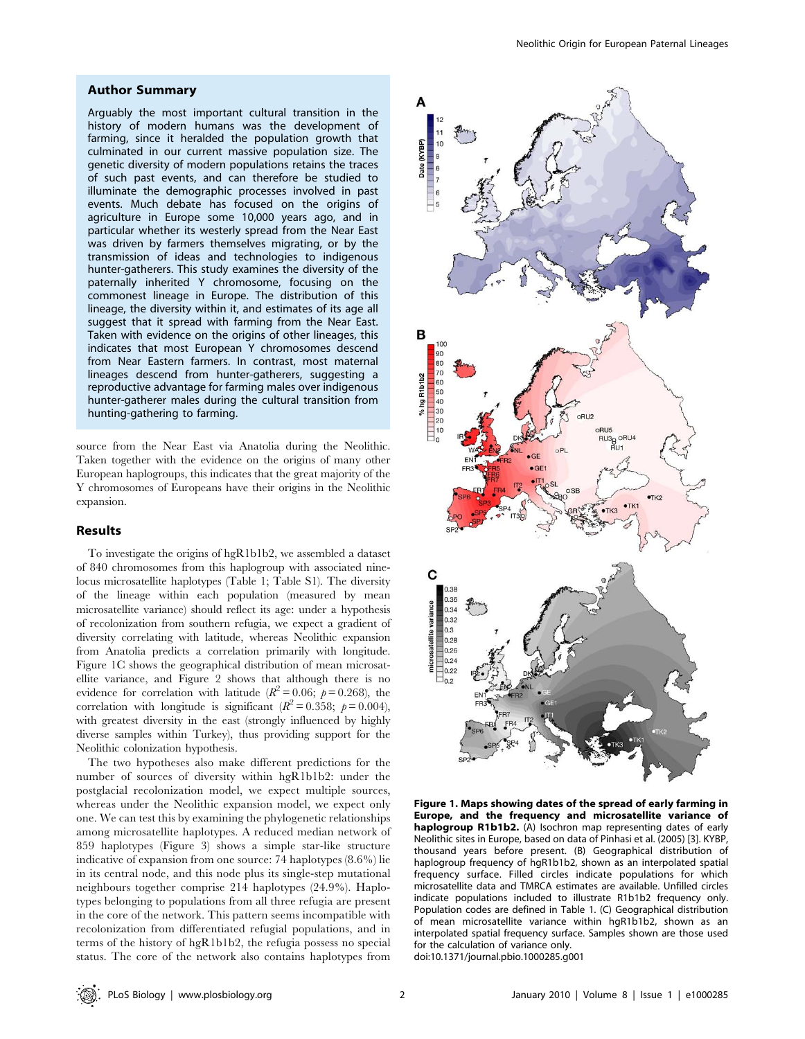## Author Summary

Arguably the most important cultural transition in the history of modern humans was the development of farming, since it heralded the population growth that culminated in our current massive population size. The genetic diversity of modern populations retains the traces of such past events, and can therefore be studied to illuminate the demographic processes involved in past events. Much debate has focused on the origins of agriculture in Europe some 10,000 years ago, and in particular whether its westerly spread from the Near East was driven by farmers themselves migrating, or by the transmission of ideas and technologies to indigenous hunter-gatherers. This study examines the diversity of the paternally inherited Y chromosome, focusing on the commonest lineage in Europe. The distribution of this lineage, the diversity within it, and estimates of its age all suggest that it spread with farming from the Near East. Taken with evidence on the origins of other lineages, this indicates that most European Y chromosomes descend from Near Eastern farmers. In contrast, most maternal lineages descend from hunter-gatherers, suggesting a reproductive advantage for farming males over indigenous hunter-gatherer males during the cultural transition from hunting-gathering to farming.

source from the Near East via Anatolia during the Neolithic. Taken together with the evidence on the origins of many other European haplogroups, this indicates that the great majority of the Y chromosomes of Europeans have their origins in the Neolithic expansion.

## Results

To investigate the origins of hgR1b1b2, we assembled a dataset of 840 chromosomes from this haplogroup with associated nine-locus microsatellite haplotypes (Table 1; Table S1). The diversity of the lineage within each population (measured by mean microsatellite variance) should reflect its age: under a hypothesis of recolonization from southern refugia, we expect a gradient of diversity correlating with latitude, whereas Neolithic expansion from Anatolia predicts a correlation primarily with longitude. Figure 1C shows the geographical distribution of mean microsatellite variance, and Figure 2 shows that although there is no evidence for correlation with latitude ($R^2 = 0.06$; $p = 0.268$), the correlation with longitude is significant ($R^2 = 0.358$; $p = 0.004$), with greatest diversity in the east (strongly influenced by highly diverse samples within Turkey), thus providing support for the Neolithic colonization hypothesis.

The two hypotheses also make different predictions for the number of sources of diversity within hgR1b1b2: under the postglacial recolonization model, we expect multiple sources, whereas under the Neolithic expansion model, we expect only one. We can test this by examining the phylogenetic relationships among microsatellite haplotypes. A reduced median network of 859 haplotypes (Figure 3) shows a simple star-like structure indicative of expansion from one source: 74 haplotypes (8.6%) lie in its central node, and this node plus its single-step mutational neighbours together comprise 214 haplotypes (24.9%). Haplotypes belonging to populations from all three refugia are present in the core of the network. This pattern seems incompatible with recolonization from differentiated refugial populations, and in terms of the history of hgR1b1b2, the refugia possess no special status. The core of the network also contains haplotypes from

**Figure 1. Maps showing dates of the spread of early farming in Europe, and the frequency and microsatellite variance of haplogroup R1b1b2.** (A) Isochron map representing dates of early Neolithic sites in Europe, based on data of Pinhasi et al. (2005) [3]. KYBP, thousand years before present. (B) Geographical distribution of haplogroup frequency of hgR1b1b2, shown as an interpolated spatial frequency surface. Filled circles indicate populations for which microsatellite data and TMRCA estimates are available. Unfilled circles indicate populations included to illustrate R1b1b2 frequency only. Population codes are defined in Table 1. (C) Geographical distribution of mean microsatellite variance within hgR1b1b2, shown as an interpolated spatial frequency surface. Samples shown are those used for the calculation of variance only.
doi:10.1371/journal.pbio.1000285.g001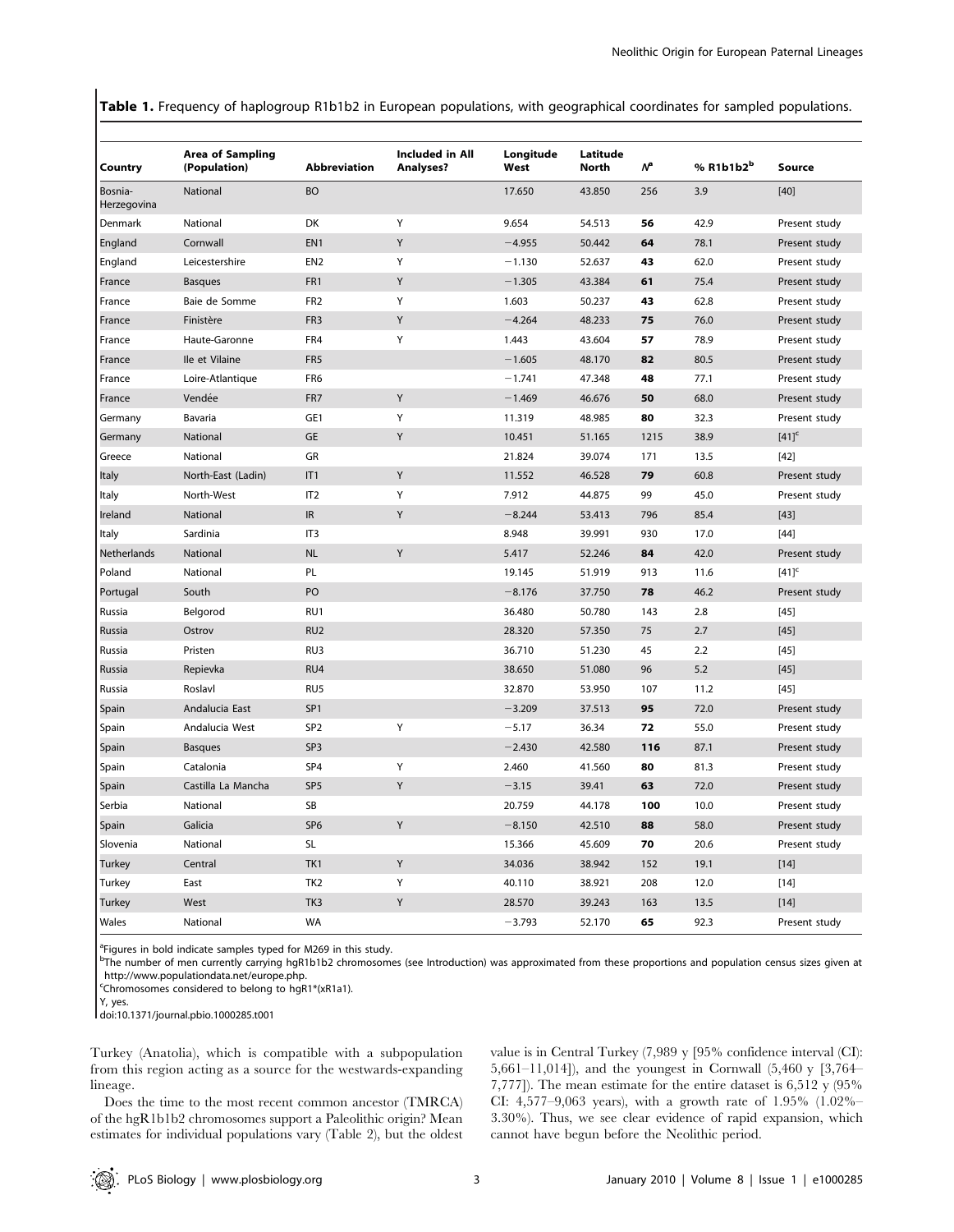**Table 1.** Frequency of haplogroup R1b1b2 in European populations, with geographical coordinates for sampled populations.

| Country | Area of Sampling (Population) | Abbreviation | Included in All Analyses? | Longitude West | Latitude North | $N$[a] | % R1b1b2[b] | Source |
|---|---|---|---|---|---|---|---|---|
| Bosnia-Herzegovina | National | BO | | 17.650 | 43.850 | 256 | 3.9 | [40] |
| Denmark | National | DK | Y | 9.654 | 54.513 | **56** | 42.9 | Present study |
| England | Cornwall | EN1 | Y | −4.955 | 50.442 | **64** | 78.1 | Present study |
| England | Leicestershire | EN2 | Y | −1.130 | 52.637 | **43** | 62.0 | Present study |
| France | Basques | FR1 | Y | −1.305 | 43.384 | **61** | 75.4 | Present study |
| France | Baie de Somme | FR2 | Y | 1.603 | 50.237 | **43** | 62.8 | Present study |
| France | Finistère | FR3 | Y | −4.264 | 48.233 | **75** | 76.0 | Present study |
| France | Haute-Garonne | FR4 | Y | 1.443 | 43.604 | **57** | 78.9 | Present study |
| France | Ile et Vilaine | FR5 | | −1.605 | 48.170 | **82** | 80.5 | Present study |
| France | Loire-Atlantique | FR6 | | −1.741 | 47.348 | **48** | 77.1 | Present study |
| France | Vendée | FR7 | Y | −1.469 | 46.676 | **50** | 68.0 | Present study |
| Germany | Bavaria | GE1 | Y | 11.319 | 48.985 | **80** | 32.3 | Present study |
| Germany | National | GE | Y | 10.451 | 51.165 | 1215 | 38.9 | [41][c] |
| Greece | National | GR | | 21.824 | 39.074 | 171 | 13.5 | [42] |
| Italy | North-East (Ladin) | IT1 | Y | 11.552 | 46.528 | **79** | 60.8 | Present study |
| Italy | North-West | IT2 | Y | 7.912 | 44.875 | 99 | 45.0 | Present study |
| Ireland | National | IR | Y | −8.244 | 53.413 | 796 | 85.4 | [43] |
| Italy | Sardinia | IT3 | | 8.948 | 39.991 | 930 | 17.0 | [44] |
| Netherlands | National | NL | Y | 5.417 | 52.246 | **84** | 42.0 | Present study |
| Poland | National | PL | | 19.145 | 51.919 | 913 | 11.6 | [41][c] |
| Portugal | South | PO | | −8.176 | 37.750 | **78** | 46.2 | Present study |
| Russia | Belgorod | RU1 | | 36.480 | 50.780 | 143 | 2.8 | [45] |
| Russia | Ostrov | RU2 | | 28.320 | 57.350 | 75 | 2.7 | [45] |
| Russia | Pristen | RU3 | | 36.710 | 51.230 | 45 | 2.2 | [45] |
| Russia | Repievka | RU4 | | 38.650 | 51.080 | 96 | 5.2 | [45] |
| Russia | Roslavl | RU5 | | 32.870 | 53.950 | 107 | 11.2 | [45] |
| Spain | Andalucia East | SP1 | | −3.209 | 37.513 | **95** | 72.0 | Present study |
| Spain | Andalucia West | SP2 | Y | −5.17 | 36.34 | **72** | 55.0 | Present study |
| Spain | Basques | SP3 | | −2.430 | 42.580 | **116** | 87.1 | Present study |
| Spain | Catalonia | SP4 | Y | 2.460 | 41.560 | **80** | 81.3 | Present study |
| Spain | Castilla La Mancha | SP5 | Y | −3.15 | 39.41 | **63** | 72.0 | Present study |
| Serbia | National | SB | | 20.759 | 44.178 | **100** | 10.0 | Present study |
| Spain | Galicia | SP6 | Y | −8.150 | 42.510 | **88** | 58.0 | Present study |
| Slovenia | National | SL | | 15.366 | 45.609 | **70** | 20.6 | Present study |
| Turkey | Central | TK1 | Y | 34.036 | 38.942 | 152 | 19.1 | [14] |
| Turkey | East | TK2 | Y | 40.110 | 38.921 | 208 | 12.0 | [14] |
| Turkey | West | TK3 | Y | 28.570 | 39.243 | 163 | 13.5 | [14] |
| Wales | National | WA | | −3.793 | 52.170 | **65** | 92.3 | Present study |

[a]Figures in bold indicate samples typed for M269 in this study.
[b]The number of men currently carrying hgR1b1b2 chromosomes (see Introduction) was approximated from these proportions and population census sizes given at http://www.populationdata.net/europe.php.
[c]Chromosomes considered to belong to hgR1*(xR1a1).
Y, yes.
doi:10.1371/journal.pbio.1000285.t001

Turkey (Anatolia), which is compatible with a subpopulation from this region acting as a source for the westwards-expanding lineage.

Does the time to the most recent common ancestor (TMRCA) of the hgR1b1b2 chromosomes support a Paleolithic origin? Mean estimates for individual populations vary (Table 2), but the oldest value is in Central Turkey (7,989 y [95% confidence interval (CI): 5,661–11,014]), and the youngest in Cornwall (5,460 y [3,764–7,777]). The mean estimate for the entire dataset is 6,512 y (95% CI: 4,577–9,063 years), with a growth rate of 1.95% (1.02%–3.30%). Thus, we see clear evidence of rapid expansion, which cannot have begun before the Neolithic period.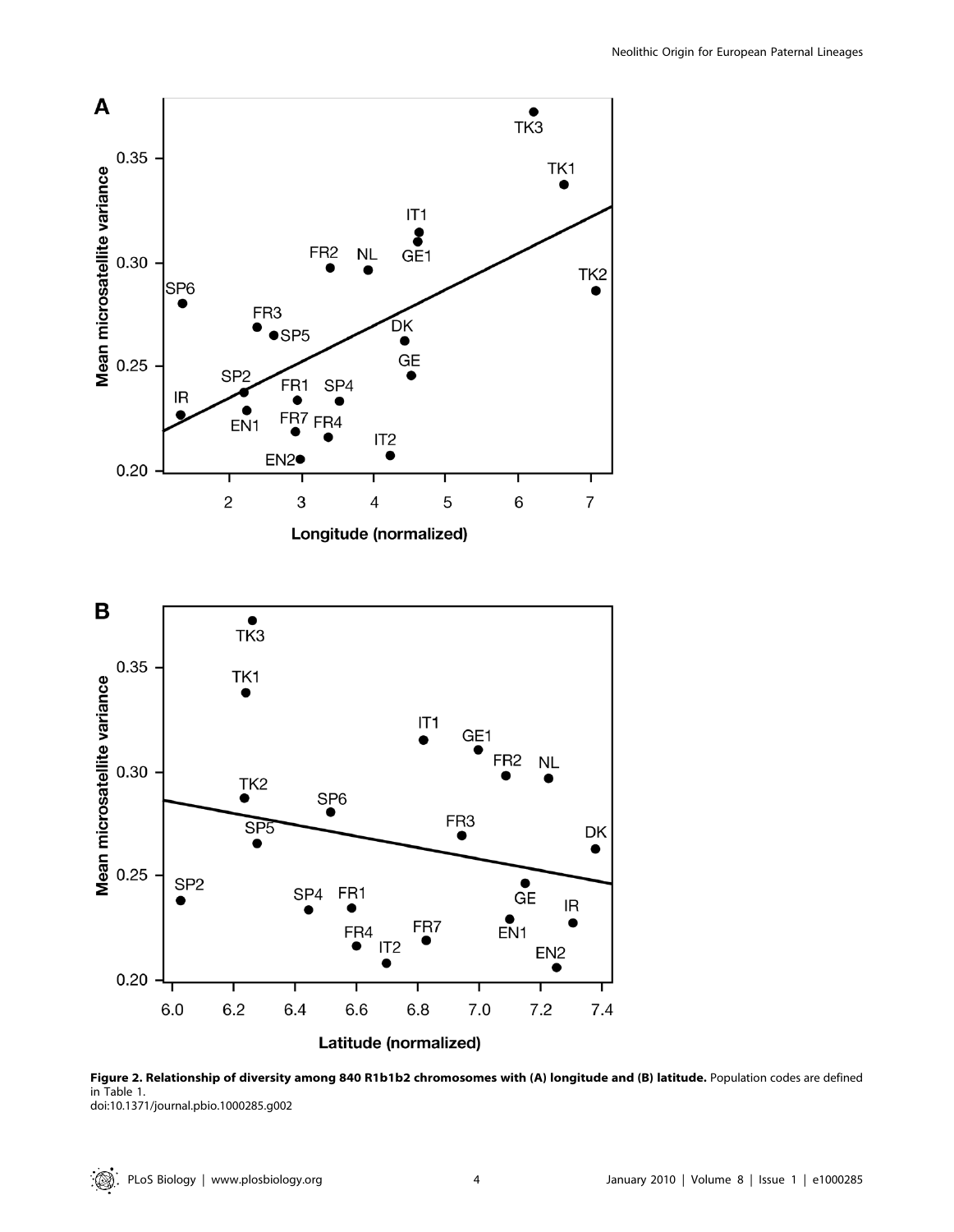**Figure 2. Relationship of diversity among 840 R1b1b2 chromosomes with (A) longitude and (B) latitude.** Population codes are defined in Table 1.
doi:10.1371/journal.pbio.1000285.g002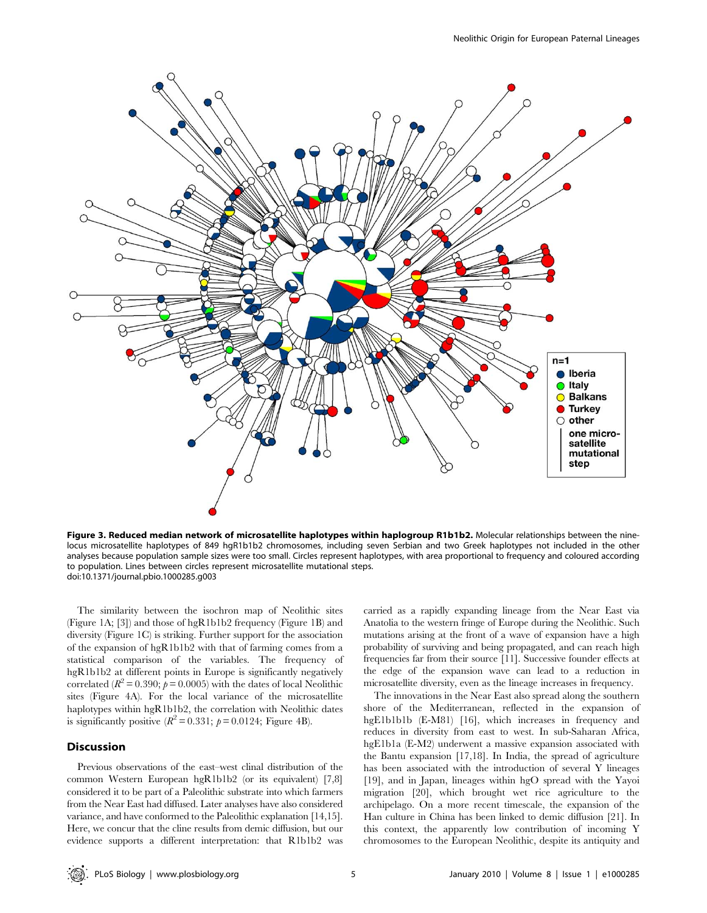**Figure 3. Reduced median network of microsatellite haplotypes within haplogroup R1b1b2.** Molecular relationships between the nine-locus microsatellite haplotypes of 849 hgR1b1b2 chromosomes, including seven Serbian and two Greek haplotypes not included in the other analyses because population sample sizes were too small. Circles represent haplotypes, with area proportional to frequency and coloured according to population. Lines between circles represent microsatellite mutational steps.
doi:10.1371/journal.pbio.1000285.g003

The similarity between the isochron map of Neolithic sites (Figure 1A; [3]) and those of hgR1b1b2 frequency (Figure 1B) and diversity (Figure 1C) is striking. Further support for the association of the expansion of hgR1b1b2 with that of farming comes from a statistical comparison of the variables. The frequency of hgR1b1b2 at different points in Europe is significantly negatively correlated ($R^2 = 0.390$; $p = 0.0005$) with the dates of local Neolithic sites (Figure 4A). For the local variance of the microsatellite haplotypes within hgR1b1b2, the correlation with Neolithic dates is significantly positive ($R^2 = 0.331$; $p = 0.0124$; Figure 4B).

## Discussion

Previous observations of the east–west clinal distribution of the common Western European hgR1b1b2 (or its equivalent) [7,8] considered it to be part of a Paleolithic substrate into which farmers from the Near East had diffused. Later analyses have also considered variance, and have conformed to the Paleolithic explanation [14,15]. Here, we concur that the cline results from demic diffusion, but our evidence supports a different interpretation: that R1b1b2 was carried as a rapidly expanding lineage from the Near East via Anatolia to the western fringe of Europe during the Neolithic. Such mutations arising at the front of a wave of expansion have a high probability of surviving and being propagated, and can reach high frequencies far from their source [11]. Successive founder effects at the edge of the expansion wave can lead to a reduction in microsatellite diversity, even as the lineage increases in frequency.

The innovations in the Near East also spread along the southern shore of the Mediterranean, reflected in the expansion of hgE1b1b1b (E-M81) [16], which increases in frequency and reduces in diversity from east to west. In sub-Saharan Africa, hgE1b1a (E-M2) underwent a massive expansion associated with the Bantu expansion [17,18]. In India, the spread of agriculture has been associated with the introduction of several Y lineages [19], and in Japan, lineages within hgO spread with the Yayoi migration [20], which brought wet rice agriculture to the archipelago. On a more recent timescale, the expansion of the Han culture in China has been linked to demic diffusion [21]. In this context, the apparently low contribution of incoming Y chromosomes to the European Neolithic, despite its antiquity and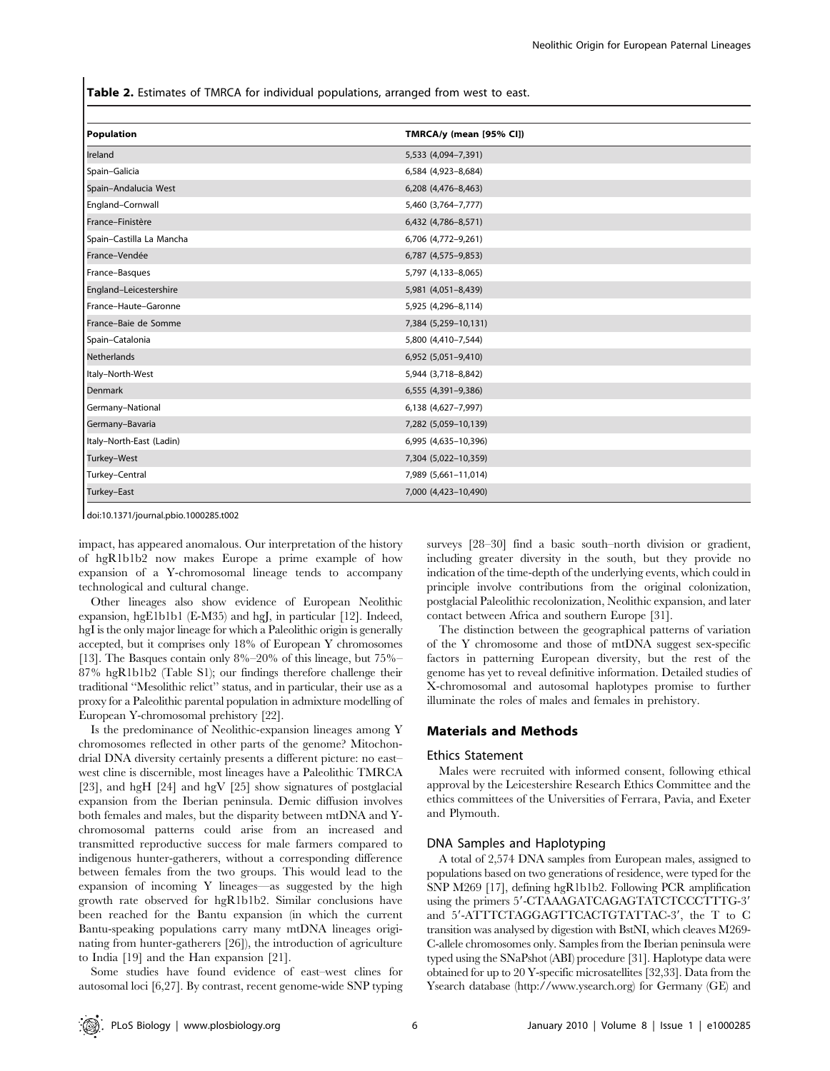**Table 2.** Estimates of TMRCA for individual populations, arranged from west to east.

| Population | TMRCA/y (mean [95% CI]) |
|---|---|
| Ireland | 5,533 (4,094–7,391) |
| Spain–Galicia | 6,584 (4,923–8,684) |
| Spain–Andalucia West | 6,208 (4,476–8,463) |
| England–Cornwall | 5,460 (3,764–7,777) |
| France–Finistère | 6,432 (4,786–8,571) |
| Spain–Castilla La Mancha | 6,706 (4,772–9,261) |
| France–Vendée | 6,787 (4,575–9,853) |
| France–Basques | 5,797 (4,133–8,065) |
| England–Leicestershire | 5,981 (4,051–8,439) |
| France–Haute–Garonne | 5,925 (4,296–8,114) |
| France–Baie de Somme | 7,384 (5,259–10,131) |
| Spain–Catalonia | 5,800 (4,410–7,544) |
| Netherlands | 6,952 (5,051–9,410) |
| Italy–North-West | 5,944 (3,718–8,842) |
| Denmark | 6,555 (4,391–9,386) |
| Germany–National | 6,138 (4,627–7,997) |
| Germany–Bavaria | 7,282 (5,059–10,139) |
| Italy–North-East (Ladin) | 6,995 (4,635–10,396) |
| Turkey–West | 7,304 (5,022–10,359) |
| Turkey–Central | 7,989 (5,661–11,014) |
| Turkey–East | 7,000 (4,423–10,490) |

doi:10.1371/journal.pbio.1000285.t002

impact, has appeared anomalous. Our interpretation of the history of hgR1b1b2 now makes Europe a prime example of how expansion of a Y-chromosomal lineage tends to accompany technological and cultural change.

Other lineages also show evidence of European Neolithic expansion, hgE1b1b1 (E-M35) and hgJ, in particular [12]. Indeed, hgI is the only major lineage for which a Paleolithic origin is generally accepted, but it comprises only 18% of European Y chromosomes [13]. The Basques contain only 8%–20% of this lineage, but 75%–87% hgR1b1b2 (Table S1); our findings therefore challenge their traditional "Mesolithic relict" status, and in particular, their use as a proxy for a Paleolithic parental population in admixture modelling of European Y-chromosomal prehistory [22].

Is the predominance of Neolithic-expansion lineages among Y chromosomes reflected in other parts of the genome? Mitochondrial DNA diversity certainly presents a different picture: no east–west cline is discernible, most lineages have a Paleolithic TMRCA [23], and hgH [24] and hgV [25] show signatures of postglacial expansion from the Iberian peninsula. Demic diffusion involves both females and males, but the disparity between mtDNA and Y-chromosomal patterns could arise from an increased and transmitted reproductive success for male farmers compared to indigenous hunter-gatherers, without a corresponding difference between females from the two groups. This would lead to the expansion of incoming Y lineages—as suggested by the high growth rate observed for hgR1b1b2. Similar conclusions have been reached for the Bantu expansion (in which the current Bantu-speaking populations carry many mtDNA lineages originating from hunter-gatherers [26]), the introduction of agriculture to India [19] and the Han expansion [21].

Some studies have found evidence of east–west clines for autosomal loci [6,27]. By contrast, recent genome-wide SNP typing surveys [28–30] find a basic south–north division or gradient, including greater diversity in the south, but they provide no indication of the time-depth of the underlying events, which could in principle involve contributions from the original colonization, postglacial Paleolithic recolonization, Neolithic expansion, and later contact between Africa and southern Europe [31].

The distinction between the geographical patterns of variation of the Y chromosome and those of mtDNA suggest sex-specific factors in patterning European diversity, but the rest of the genome has yet to reveal definitive information. Detailed studies of X-chromosomal and autosomal haplotypes promise to further illuminate the roles of males and females in prehistory.

## Materials and Methods

### Ethics Statement

Males were recruited with informed consent, following ethical approval by the Leicestershire Research Ethics Committee and the ethics committees of the Universities of Ferrara, Pavia, and Exeter and Plymouth.

### DNA Samples and Haplotyping

A total of 2,574 DNA samples from European males, assigned to populations based on two generations of residence, were typed for the SNP M269 [17], defining hgR1b1b2. Following PCR amplification using the primers 5′-CTAAAGATCAGAGTATCTCCCTTTG-3′ and 5′-ATTTCTAGGAGTTCACTGTATTAC-3′, the T to C transition was analysed by digestion with BstNI, which cleaves M269-C-allele chromosomes only. Samples from the Iberian peninsula were typed using the SNaPshot (ABI) procedure [31]. Haplotype data were obtained for up to 20 Y-specific microsatellites [32,33]. Data from the Ysearch database (http://www.ysearch.org) for Germany (GE) and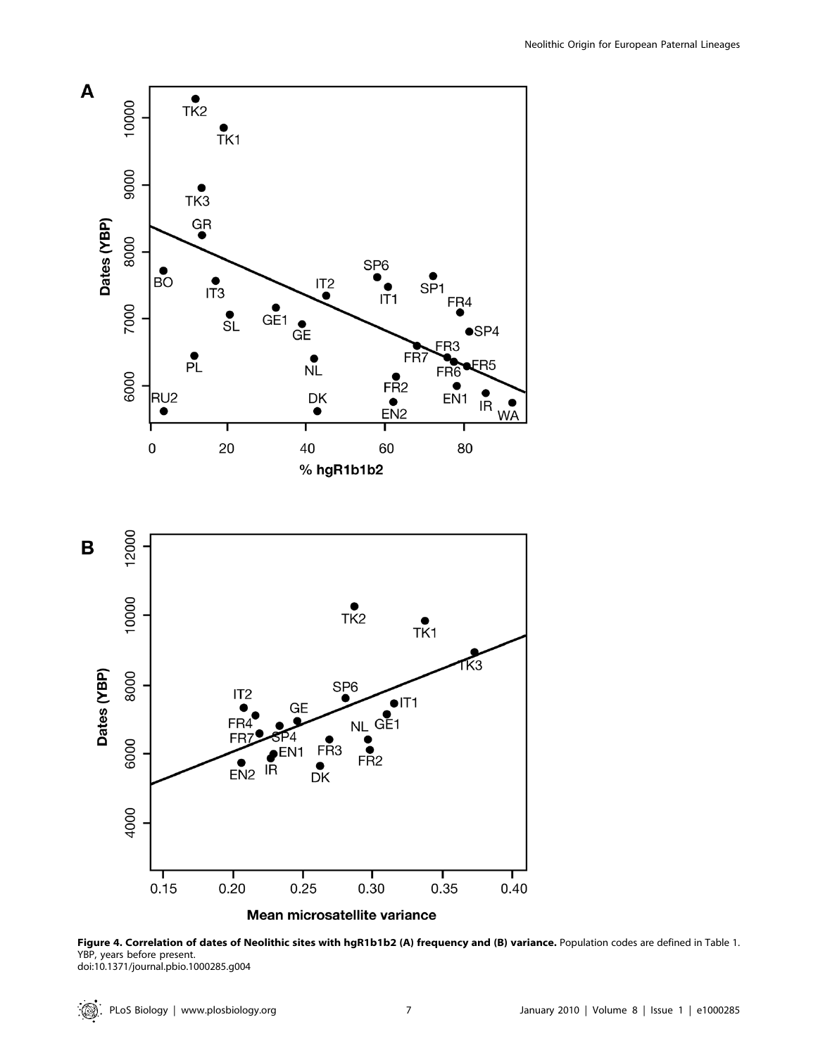**Figure 4. Correlation of dates of Neolithic sites with hgR1b1b2 (A) frequency and (B) variance.** Population codes are defined in Table 1. YBP, years before present.
doi:10.1371/journal.pbio.1000285.g004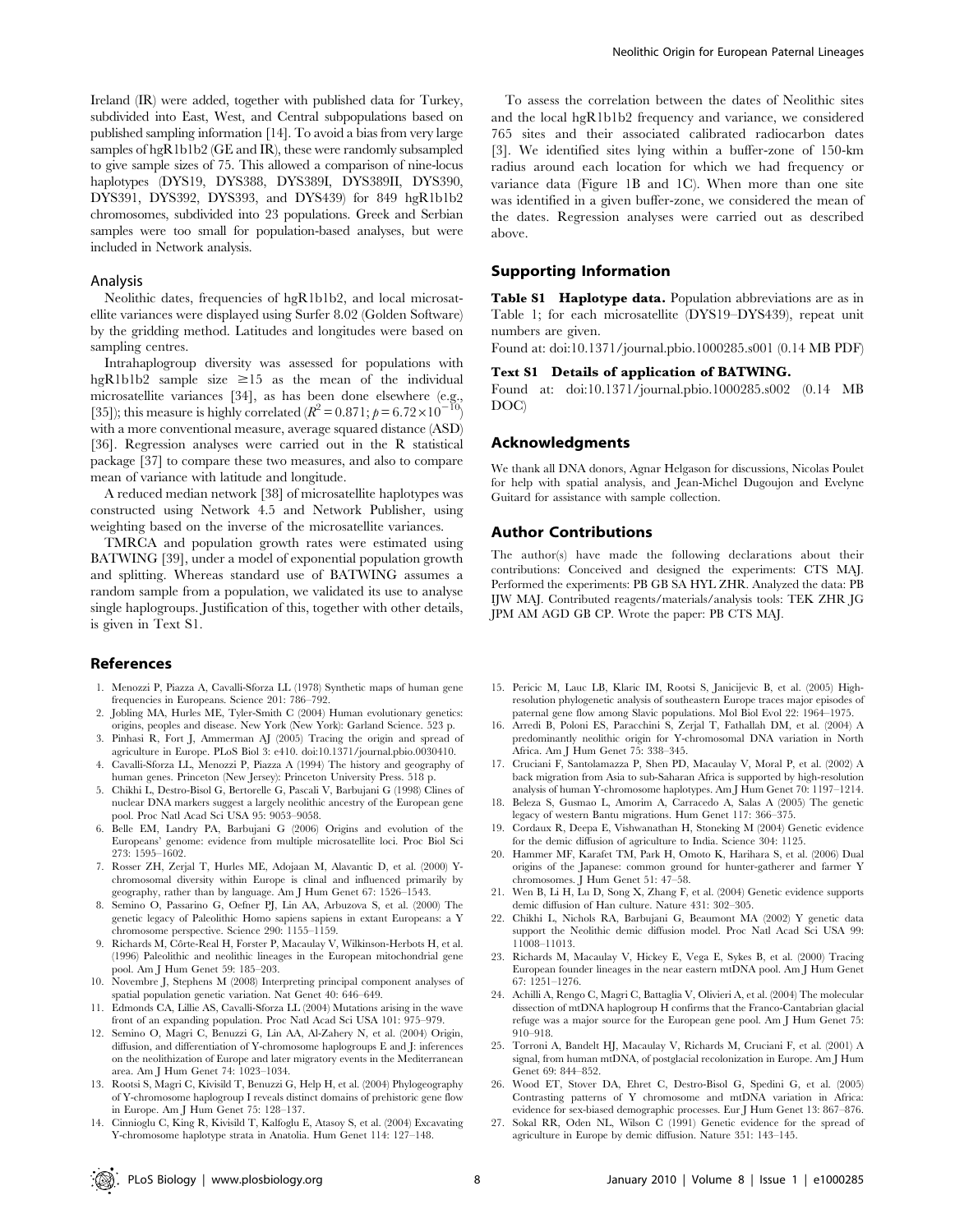Ireland (IR) were added, together with published data for Turkey, subdivided into East, West, and Central subpopulations based on published sampling information [14]. To avoid a bias from very large samples of hgR1b1b2 (GE and IR), these were randomly subsampled to give sample sizes of 75. This allowed a comparison of nine-locus haplotypes (DYS19, DYS388, DYS389I, DYS389II, DYS390, DYS391, DYS392, DYS393, and DYS439) for 849 hgR1b1b2 chromosomes, subdivided into 23 populations. Greek and Serbian samples were too small for population-based analyses, but were included in Network analysis.

### Analysis

Neolithic dates, frequencies of hgR1b1b2, and local microsatellite variances were displayed using Surfer 8.02 (Golden Software) by the gridding method. Latitudes and longitudes were based on sampling centres.

Intrahaplogroup diversity was assessed for populations with hgR1b1b2 sample size $\geq$15 as the mean of the individual microsatellite variances [34], as has been done elsewhere (e.g., [35]); this measure is highly correlated ($R^2 = 0.871$; $p = 6.72 \times 10^{-10}$) with a more conventional measure, average squared distance (ASD) [36]. Regression analyses were carried out in the R statistical package [37] to compare these two measures, and also to compare mean of variance with latitude and longitude.

A reduced median network [38] of microsatellite haplotypes was constructed using Network 4.5 and Network Publisher, using weighting based on the inverse of the microsatellite variances.

TMRCA and population growth rates were estimated using BATWING [39], under a model of exponential population growth and splitting. Whereas standard use of BATWING assumes a random sample from a population, we validated its use to analyse single haplogroups. Justification of this, together with other details, is given in Text S1.

To assess the correlation between the dates of Neolithic sites and the local hgR1b1b2 frequency and variance, we considered 765 sites and their associated calibrated radiocarbon dates [3]. We identified sites lying within a buffer-zone of 150-km radius around each location for which we had frequency or variance data (Figure 1B and 1C). When more than one site was identified in a given buffer-zone, we considered the mean of the dates. Regression analyses were carried out as described above.

## Supporting Information

**Table S1 Haplotype data.** Population abbreviations are as in Table 1; for each microsatellite (DYS19–DYS439), repeat unit numbers are given.

Found at: doi:10.1371/journal.pbio.1000285.s001 (0.14 MB PDF)

**Text S1 Details of application of BATWING.**

Found at: doi:10.1371/journal.pbio.1000285.s002 (0.14 MB DOC)

## Acknowledgments

We thank all DNA donors, Agnar Helgason for discussions, Nicolas Poulet for help with spatial analysis, and Jean-Michel Dugoujon and Evelyne Guitard for assistance with sample collection.

## Author Contributions

The author(s) have made the following declarations about their contributions: Conceived and designed the experiments: CTS MAJ. Performed the experiments: PB GB SA HYL ZHR. Analyzed the data: PB IJW MAJ. Contributed reagents/materials/analysis tools: TEK ZHR JG JPM AM AGD GB CP. Wrote the paper: PB CTS MAJ.

## References

1. Menozzi P, Piazza A, Cavalli-Sforza LL (1978) Synthetic maps of human gene frequencies in Europeans. Science 201: 786–792.
2. Jobling MA, Hurles ME, Tyler-Smith C (2004) Human evolutionary genetics: origins, peoples and disease. New York (New York): Garland Science. 523 p.
3. Pinhasi R, Fort J, Ammerman AJ (2005) Tracing the origin and spread of agriculture in Europe. PLoS Biol 3: e410. doi:10.1371/journal.pbio.0030410.
4. Cavalli-Sforza LL, Menozzi P, Piazza A (1994) The history and geography of human genes. Princeton (New Jersey): Princeton University Press. 518 p.
5. Chikhi L, Destro-Bisol G, Bertorelle G, Pascali V, Barbujani G (1998) Clines of nuclear DNA markers suggest a largely neolithic ancestry of the European gene pool. Proc Natl Acad Sci USA 95: 9053–9058.
6. Belle EM, Landry PA, Barbujani G (2006) Origins and evolution of the Europeans' genome: evidence from multiple microsatellite loci. Proc Biol Sci 273: 1595–1602.
7. Rosser ZH, Zerjal T, Hurles ME, Adojaan M, Alavantic D, et al. (2000) Y-chromosomal diversity within Europe is clinal and influenced primarily by geography, rather than by language. Am J Hum Genet 67: 1526–1543.
8. Semino O, Passarino G, Oefner PJ, Lin AA, Arbuzova S, et al. (2000) The genetic legacy of Paleolithic Homo sapiens sapiens in extant Europeans: a Y chromosome perspective. Science 290: 1155–1159.
9. Richards M, Côrte-Real H, Forster P, Macaulay V, Wilkinson-Herbots H, et al. (1996) Paleolithic and neolithic lineages in the European mitochondrial gene pool. Am J Hum Genet 59: 185–203.
10. Novembre J, Stephens M (2008) Interpreting principal component analyses of spatial population genetic variation. Nat Genet 40: 646–649.
11. Edmonds CA, Lillie AS, Cavalli-Sforza LL (2004) Mutations arising in the wave front of an expanding population. Proc Natl Acad Sci USA 101: 975–979.
12. Semino O, Magri C, Benuzzi G, Lin AA, Al-Zahery N, et al. (2004) Origin, diffusion, and differentiation of Y-chromosome haplogroups E and J: inferences on the neolithization of Europe and later migratory events in the Mediterranean area. Am J Hum Genet 74: 1023–1034.
13. Rootsi S, Magri C, Kivisild T, Benuzzi G, Help H, et al. (2004) Phylogeography of Y-chromosome haplogroup I reveals distinct domains of prehistoric gene flow in Europe. Am J Hum Genet 75: 128–137.
14. Cinnioglu C, King R, Kivisild T, Kalfoglu E, Atasoy S, et al. (2004) Excavating Y-chromosome haplotype strata in Anatolia. Hum Genet 114: 127–148.
15. Pericic M, Lauc LB, Klaric IM, Rootsi S, Janicijevic B, et al. (2005) High-resolution phylogenetic analysis of southeastern Europe traces major episodes of paternal gene flow among Slavic populations. Mol Biol Evol 22: 1964–1975.
16. Arredi B, Poloni ES, Paracchini S, Zerjal T, Fathallah DM, et al. (2004) A predominantly neolithic origin for Y-chromosomal DNA variation in North Africa. Am J Hum Genet 75: 338–345.
17. Cruciani F, Santolamazza P, Shen PD, Macaulay V, Moral P, et al. (2002) A back migration from Asia to sub-Saharan Africa is supported by high-resolution analysis of human Y-chromosome haplotypes. Am J Hum Genet 70: 1197–1214.
18. Beleza S, Gusmao L, Amorim A, Carracedo A, Salas A (2005) The genetic legacy of western Bantu migrations. Hum Genet 117: 366–375.
19. Cordaux R, Deepa E, Vishwanathan H, Stoneking M (2004) Genetic evidence for the demic diffusion of agriculture to India. Science 304: 1125.
20. Hammer MF, Karafet TM, Park H, Omoto K, Harihara S, et al. (2006) Dual origins of the Japanese: common ground for hunter-gatherer and farmer Y chromosomes. J Hum Genet 51: 47–58.
21. Wen B, Li H, Lu D, Song X, Zhang F, et al. (2004) Genetic evidence supports demic diffusion of Han culture. Nature 431: 302–305.
22. Chikhi L, Nichols RA, Barbujani G, Beaumont MA (2002) Y genetic data support the Neolithic demic diffusion model. Proc Natl Acad Sci USA 99: 11008–11013.
23. Richards M, Macaulay V, Hickey E, Vega E, Sykes B, et al. (2000) Tracing European founder lineages in the near eastern mtDNA pool. Am J Hum Genet 67: 1251–1276.
24. Achilli A, Rengo C, Magri C, Battaglia V, Olivieri A, et al. (2004) The molecular dissection of mtDNA haplogroup H confirms that the Franco-Cantabrian glacial refuge was a major source for the European gene pool. Am J Hum Genet 75: 910–918.
25. Torroni A, Bandelt HJ, Macaulay V, Richards M, Cruciani F, et al. (2001) A signal, from human mtDNA, of postglacial recolonization in Europe. Am J Hum Genet 69: 844–852.
26. Wood ET, Stover DA, Ehret C, Destro-Bisol G, Spedini G, et al. (2005) Contrasting patterns of Y chromosome and mtDNA variation in Africa: evidence for sex-biased demographic processes. Eur J Hum Genet 13: 867–876.
27. Sokal RR, Oden NL, Wilson C (1991) Genetic evidence for the spread of agriculture in Europe by demic diffusion. Nature 351: 143–145.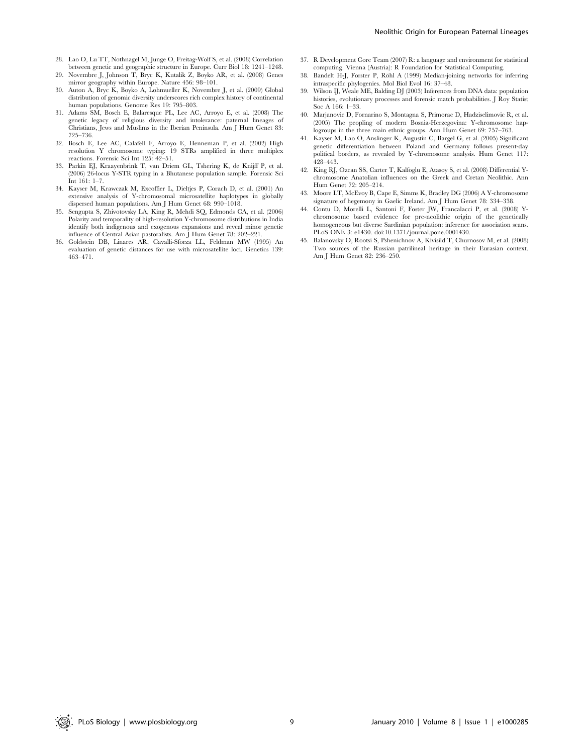28. Lao O, Lu TT, Nothnagel M, Junge O, Freitag-Wolf S, et al. (2008) Correlation between genetic and geographic structure in Europe. Curr Biol 18: 1241–1248.
29. Novembre J, Johnson T, Bryc K, Kutalik Z, Boyko AR, et al. (2008) Genes mirror geography within Europe. Nature 456: 98–101.
30. Auton A, Bryc K, Boyko A, Lohmueller K, Novembre J, et al. (2009) Global distribution of genomic diversity underscores rich complex history of continental human populations. Genome Res 19: 795–803.
31. Adams SM, Bosch E, Balaresque PL, Lee AC, Arroyo E, et al. (2008) The genetic legacy of religious diversity and intolerance: paternal lineages of Christians, Jews and Muslims in the Iberian Peninsula. Am J Hum Genet 83: 725–736.
32. Bosch E, Lee AC, Calafell F, Arroyo E, Henneman P, et al. (2002) High resolution Y chromosome typing: 19 STRs amplified in three multiplex reactions. Forensic Sci Int 125: 42–51.
33. Parkin EJ, Kraayenbrink T, van Driem GL, Tshering K, de Knijff P, et al. (2006) 26-locus Y-STR typing in a Bhutanese population sample. Forensic Sci Int 161: 1–7.
34. Kayser M, Krawczak M, Excoffier L, Dieltjes P, Corach D, et al. (2001) An extensive analysis of Y-chromosomal microsatellite haplotypes in globally dispersed human populations. Am J Hum Genet 68: 990–1018.
35. Sengupta S, Zhivotovsky LA, King R, Mehdi SQ, Edmonds CA, et al. (2006) Polarity and temporality of high-resolution Y-chromosome distributions in India identify both indigenous and exogenous expansions and reveal minor genetic influence of Central Asian pastoralists. Am J Hum Genet 78: 202–221.
36. Goldstein DB, Linares AR, Cavalli-Sforza LL, Feldman MW (1995) An evaluation of genetic distances for use with microsatellite loci. Genetics 139: 463–471.
37. R Development Core Team (2007) R: a language and environment for statistical computing. Vienna (Austria): R Foundation for Statistical Computing.
38. Bandelt H-J, Forster P, Röhl A (1999) Median-joining networks for inferring intraspecific phylogenies. Mol Biol Evol 16: 37–48.
39. Wilson IJ, Weale ME, Balding DJ (2003) Inferences from DNA data: population histories, evolutionary processes and forensic match probabilities. J Roy Statist Soc A 166: 1–33.
40. Marjanovic D, Fornarino S, Montagna S, Primorac D, Hadziselimovic R, et al. (2005) The peopling of modern Bosnia-Herzegovina: Y-chromosome haplogroups in the three main ethnic groups. Ann Hum Genet 69: 757–763.
41. Kayser M, Lao O, Anslinger K, Augustin C, Bargel G, et al. (2005) Significant genetic differentiation between Poland and Germany follows present-day political borders, as revealed by Y-chromosome analysis. Hum Genet 117: 428–443.
42. King RJ, Ozcan SS, Carter T, Kalfoglu E, Atasoy S, et al. (2008) Differential Y-chromosome Anatolian influences on the Greek and Cretan Neolithic. Ann Hum Genet 72: 205–214.
43. Moore LT, McEvoy B, Cape E, Simms K, Bradley DG (2006) A Y-chromosome signature of hegemony in Gaelic Ireland. Am J Hum Genet 78: 334–338.
44. Contu D, Morelli L, Santoni F, Foster JW, Francalacci P, et al. (2008) Y-chromosome based evidence for pre-neolithic origin of the genetically homogeneous but diverse Sardinian population: inference for association scans. PLoS ONE 3: e1430. doi:10.1371/journal.pone.0001430.
45. Balanovsky O, Rootsi S, Pshenichnov A, Kivisild T, Churnosov M, et al. (2008) Two sources of the Russian patrilineal heritage in their Eurasian context. Am J Hum Genet 82: 236–250.